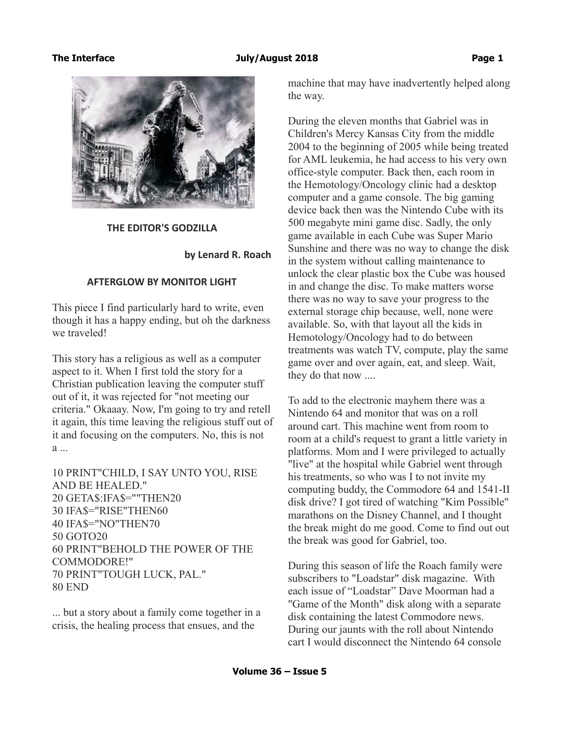## THE EDITOR'S GODZILLA

**by Lenard R. Roach**

### AFTERGLOW BY MONITOR LIGHT

This piece I find particularly hard to write, even though it has a happy ending, but oh the darkness we traveled!

This story has a religious as well as a computer aspect to it. When I first told the story for a Christian publication leaving the computer stuff out of it, it was rejected for "not meeting our criteria." Okaaay. Now, I'm going to try and retell it again, this time leaving the religious stuff out of it and focusing on the computers. No, this is not a ...

```
10 PRINT"CHILD, I SAY UNTO YOU, RISE AND BE HEALED."
20 GETA$:IFA$=""THEN20
30 IFA$="RISE"THEN60
40 IFA$="NO"THEN70
50 GOTO20
60 PRINT"BEHOLD THE POWER OF THE COMMODORE!"
70 PRINT"TOUGH LUCK, PAL."
80 END
```

... but a story about a family come together in a crisis, the healing process that ensues, and the machine that may have inadvertently helped along the way.

During the eleven months that Gabriel was in Children's Mercy Kansas City from the middle 2004 to the beginning of 2005 while being treated for AML leukemia, he had access to his very own office-style computer. Back then, each room in the Hemotology/Oncology clinic had a desktop computer and a game console. The big gaming device back then was the Nintendo Cube with its 500 megabyte mini game disc. Sadly, the only game available in each Cube was Super Mario Sunshine and there was no way to change the disk in the system without calling maintenance to unlock the clear plastic box the Cube was housed in and change the disc. To make matters worse there was no way to save your progress to the external storage chip because, well, none were available. So, with that layout all the kids in Hemotology/Oncology had to do between treatments was watch TV, compute, play the same game over and over again, eat, and sleep. Wait, they do that now ....

To add to the electronic mayhem there was a Nintendo 64 and monitor that was on a roll around cart. This machine went from room to room at a child's request to grant a little variety in platforms. Mom and I were privileged to actually "live" at the hospital while Gabriel went through his treatments, so who was I to not invite my computing buddy, the Commodore 64 and 1541-II disk drive? I got tired of watching "Kim Possible" marathons on the Disney Channel, and I thought the break might do me good. Come to find out out the break was good for Gabriel, too.

During this season of life the Roach family were subscribers to "Loadstar" disk magazine. With each issue of "Loadstar" Dave Moorman had a "Game of the Month" disk along with a separate disk containing the latest Commodore news. During our jaunts with the roll about Nintendo cart I would disconnect the Nintendo 64 console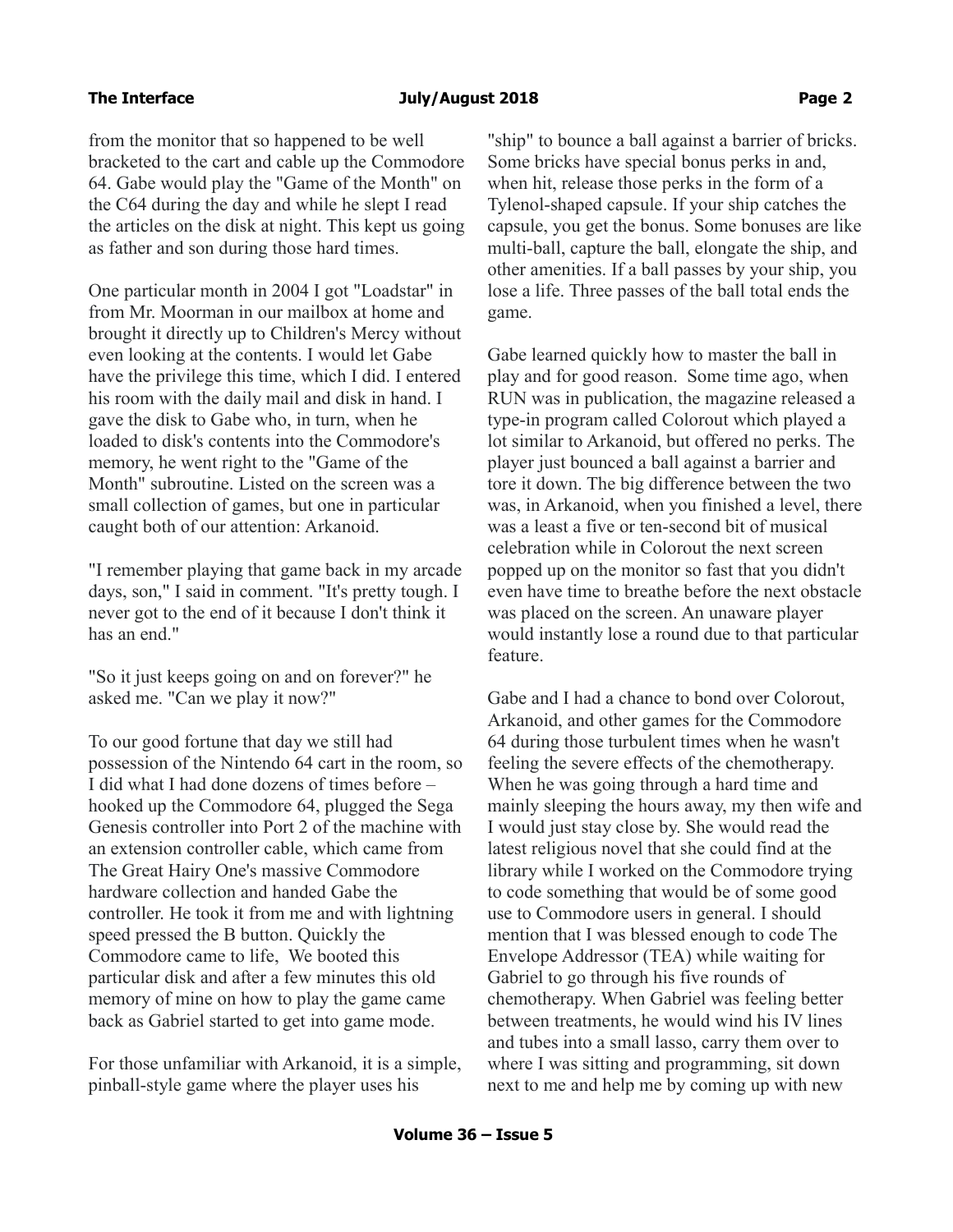from the monitor that so happened to be well bracketed to the cart and cable up the Commodore 64. Gabe would play the "Game of the Month" on the C64 during the day and while he slept I read the articles on the disk at night. This kept us going as father and son during those hard times.

One particular month in 2004 I got "Loadstar" in from Mr. Moorman in our mailbox at home and brought it directly up to Children's Mercy without even looking at the contents. I would let Gabe have the privilege this time, which I did. I entered his room with the daily mail and disk in hand. I gave the disk to Gabe who, in turn, when he loaded to disk's contents into the Commodore's memory, he went right to the "Game of the Month" subroutine. Listed on the screen was a small collection of games, but one in particular caught both of our attention: Arkanoid.

"I remember playing that game back in my arcade days, son," I said in comment. "It's pretty tough. I never got to the end of it because I don't think it has an end."

"So it just keeps going on and on forever?" he asked me. "Can we play it now?"

To our good fortune that day we still had possession of the Nintendo 64 cart in the room, so I did what I had done dozens of times before – hooked up the Commodore 64, plugged the Sega Genesis controller into Port 2 of the machine with an extension controller cable, which came from The Great Hairy One's massive Commodore hardware collection and handed Gabe the controller. He took it from me and with lightning speed pressed the B button. Quickly the Commodore came to life, We booted this particular disk and after a few minutes this old memory of mine on how to play the game came back as Gabriel started to get into game mode.

For those unfamiliar with Arkanoid, it is a simple, pinball-style game where the player uses his "ship" to bounce a ball against a barrier of bricks. Some bricks have special bonus perks in and, when hit, release those perks in the form of a Tylenol-shaped capsule. If your ship catches the capsule, you get the bonus. Some bonuses are like multi-ball, capture the ball, elongate the ship, and other amenities. If a ball passes by your ship, you lose a life. Three passes of the ball total ends the game.

Gabe learned quickly how to master the ball in play and for good reason. Some time ago, when RUN was in publication, the magazine released a type-in program called Colorout which played a lot similar to Arkanoid, but offered no perks. The player just bounced a ball against a barrier and tore it down. The big difference between the two was, in Arkanoid, when you finished a level, there was a least a five or ten-second bit of musical celebration while in Colorout the next screen popped up on the monitor so fast that you didn't even have time to breathe before the next obstacle was placed on the screen. An unaware player would instantly lose a round due to that particular feature.

Gabe and I had a chance to bond over Colorout, Arkanoid, and other games for the Commodore 64 during those turbulent times when he wasn't feeling the severe effects of the chemotherapy. When he was going through a hard time and mainly sleeping the hours away, my then wife and I would just stay close by. She would read the latest religious novel that she could find at the library while I worked on the Commodore trying to code something that would be of some good use to Commodore users in general. I should mention that I was blessed enough to code The Envelope Addressor (TEA) while waiting for Gabriel to go through his five rounds of chemotherapy. When Gabriel was feeling better between treatments, he would wind his IV lines and tubes into a small lasso, carry them over to where I was sitting and programming, sit down next to me and help me by coming up with new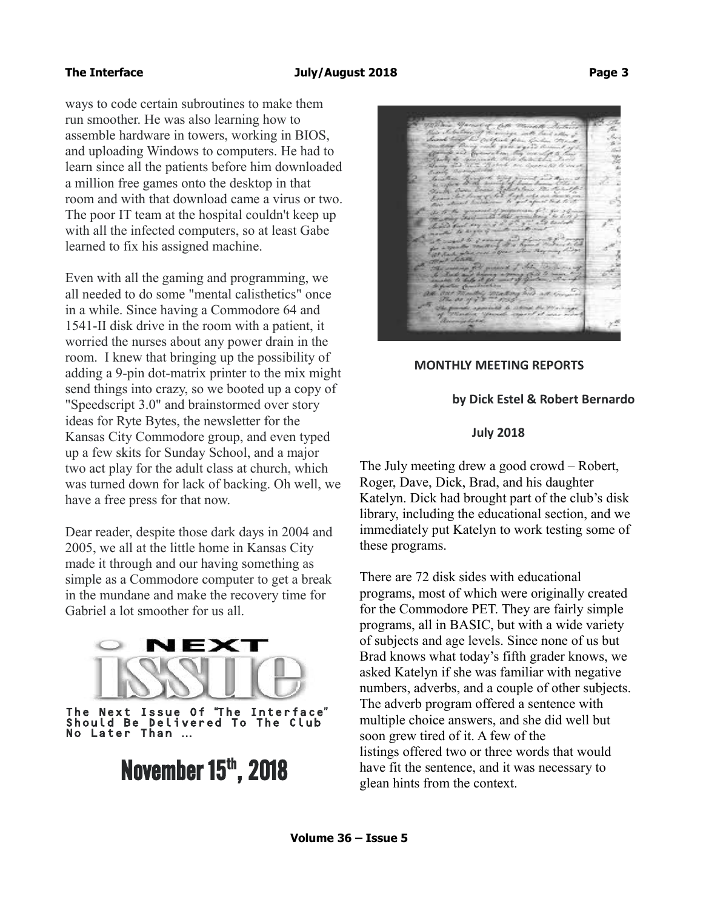ways to code certain subroutines to make them run smoother. He was also learning how to assemble hardware in towers, working in BIOS, and uploading Windows to computers. He had to learn since all the patients before him downloaded a million free games onto the desktop in that room and with that download came a virus or two. The poor IT team at the hospital couldn't keep up with all the infected computers, so at least Gabe learned to fix his assigned machine.

Even with all the gaming and programming, we all needed to do some "mental calisthetics" once in a while. Since having a Commodore 64 and 1541-II disk drive in the room with a patient, it worried the nurses about any power drain in the room. I knew that bringing up the possibility of adding a 9-pin dot-matrix printer to the mix might send things into crazy, so we booted up a copy of "Speedscript 3.0" and brainstormed over story ideas for Ryte Bytes, the newsletter for the Kansas City Commodore group, and even typed up a few skits for Sunday School, and a major two act play for the adult class at church, which was turned down for lack of backing. Oh well, we have a free press for that now.

Dear reader, despite those dark days in 2004 and 2005, we all at the little home in Kansas City made it through and our having something as simple as a Commodore computer to get a break in the mundane and make the recovery time for Gabriel a lot smoother for us all.

NEXT ISSUE

The Next Issue Of "The Interface" Should Be Delivered To The Club No Later Than ...

**November 15th, 2018**

## MONTHLY MEETING REPORTS

**by Dick Estel & Robert Bernardo**

**July 2018**

The July meeting drew a good crowd – Robert, Roger, Dave, Dick, Brad, and his daughter Katelyn. Dick had brought part of the club's disk library, including the educational section, and we immediately put Katelyn to work testing some of these programs.

There are 72 disk sides with educational programs, most of which were originally created for the Commodore PET. They are fairly simple programs, all in BASIC, but with a wide variety of subjects and age levels. Since none of us but Brad knows what today's fifth grader knows, we asked Katelyn if she was familiar with negative numbers, adverbs, and a couple of other subjects. The adverb program offered a sentence with multiple choice answers, and she did well but soon grew tired of it. A few of the listings offered two or three words that would have fit the sentence, and it was necessary to glean hints from the context.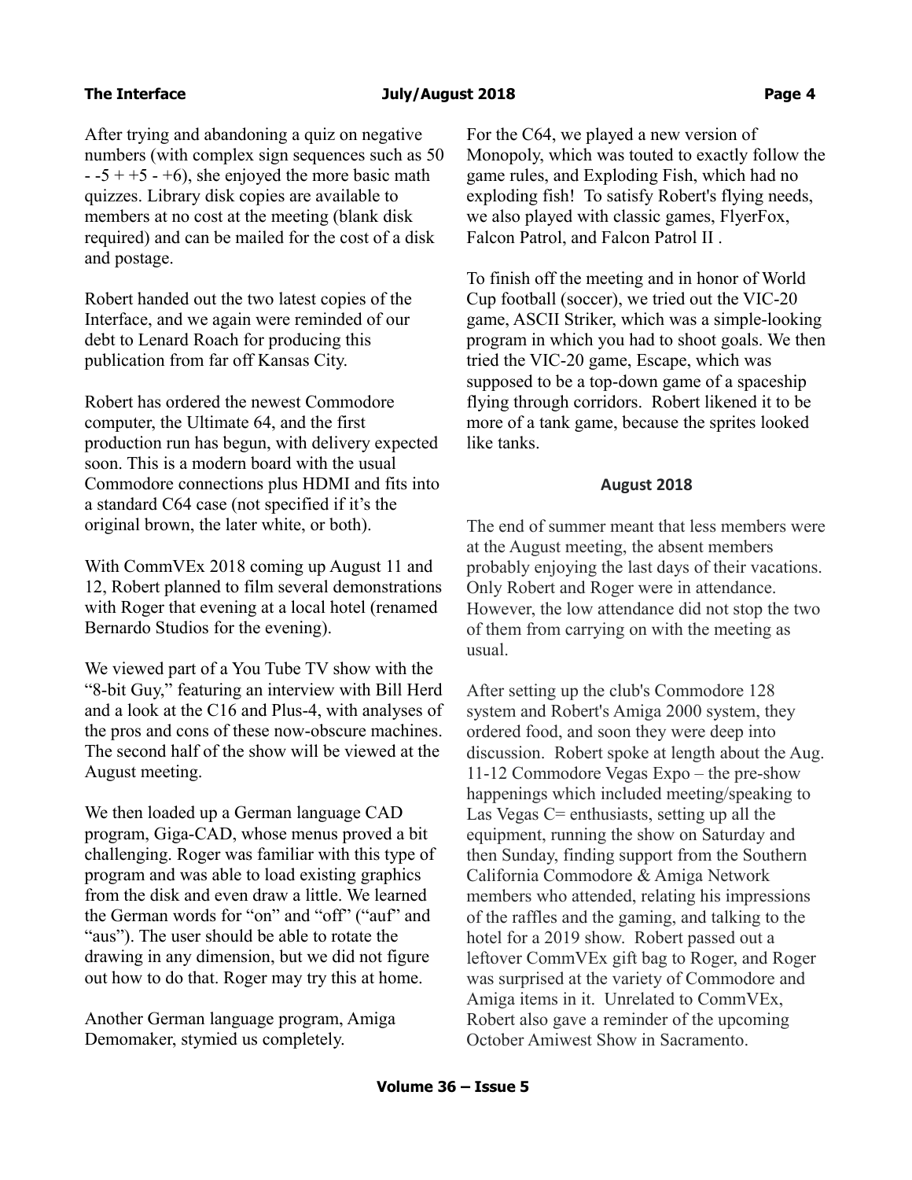After trying and abandoning a quiz on negative numbers (with complex sign sequences such as 50 - -5 + +5 - +6), she enjoyed the more basic math quizzes. Library disk copies are available to members at no cost at the meeting (blank disk required) and can be mailed for the cost of a disk and postage.

Robert handed out the two latest copies of the Interface, and we again were reminded of our debt to Lenard Roach for producing this publication from far off Kansas City.

Robert has ordered the newest Commodore computer, the Ultimate 64, and the first production run has begun, with delivery expected soon. This is a modern board with the usual Commodore connections plus HDMI and fits into a standard C64 case (not specified if it's the original brown, the later white, or both).

With CommVEx 2018 coming up August 11 and 12, Robert planned to film several demonstrations with Roger that evening at a local hotel (renamed Bernardo Studios for the evening).

We viewed part of a You Tube TV show with the "8-bit Guy," featuring an interview with Bill Herd and a look at the C16 and Plus-4, with analyses of the pros and cons of these now-obscure machines. The second half of the show will be viewed at the August meeting.

We then loaded up a German language CAD program, Giga-CAD, whose menus proved a bit challenging. Roger was familiar with this type of program and was able to load existing graphics from the disk and even draw a little. We learned the German words for "on" and "off" ("auf" and "aus"). The user should be able to rotate the drawing in any dimension, but we did not figure out how to do that. Roger may try this at home.

Another German language program, Amiga Demomaker, stymied us completely.

For the C64, we played a new version of Monopoly, which was touted to exactly follow the game rules, and Exploding Fish, which had no exploding fish! To satisfy Robert's flying needs, we also played with classic games, FlyerFox, Falcon Patrol, and Falcon Patrol II .

To finish off the meeting and in honor of World Cup football (soccer), we tried out the VIC-20 game, ASCII Striker, which was a simple-looking program in which you had to shoot goals. We then tried the VIC-20 game, Escape, which was supposed to be a top-down game of a spaceship flying through corridors. Robert likened it to be more of a tank game, because the sprites looked like tanks.

## August 2018

The end of summer meant that less members were at the August meeting, the absent members probably enjoying the last days of their vacations. Only Robert and Roger were in attendance. However, the low attendance did not stop the two of them from carrying on with the meeting as usual.

After setting up the club's Commodore 128 system and Robert's Amiga 2000 system, they ordered food, and soon they were deep into discussion. Robert spoke at length about the Aug. 11-12 Commodore Vegas Expo – the pre-show happenings which included meeting/speaking to Las Vegas C= enthusiasts, setting up all the equipment, running the show on Saturday and then Sunday, finding support from the Southern California Commodore & Amiga Network members who attended, relating his impressions of the raffles and the gaming, and talking to the hotel for a 2019 show. Robert passed out a leftover CommVEx gift bag to Roger, and Roger was surprised at the variety of Commodore and Amiga items in it. Unrelated to CommVEx, Robert also gave a reminder of the upcoming October Amiwest Show in Sacramento.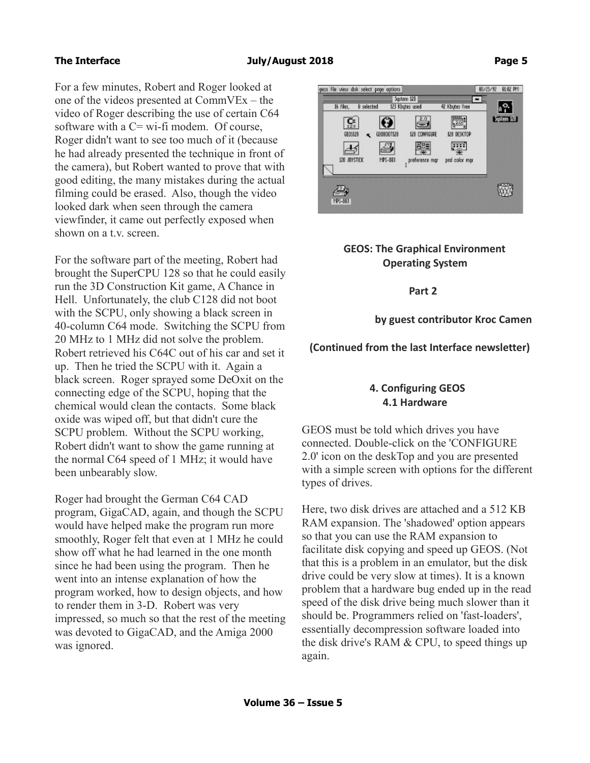For a few minutes, Robert and Roger looked at one of the videos presented at CommVEx – the video of Roger describing the use of certain C64 software with a C= wi-fi modem. Of course, Roger didn't want to see too much of it (because he had already presented the technique in front of the camera), but Robert wanted to prove that with good editing, the many mistakes during the actual filming could be erased. Also, though the video looked dark when seen through the camera viewfinder, it came out perfectly exposed when shown on a t.v. screen.

For the software part of the meeting, Robert had brought the SuperCPU 128 so that he could easily run the 3D Construction Kit game, A Chance in Hell. Unfortunately, the club C128 did not boot with the SCPU, only showing a black screen in 40-column C64 mode. Switching the SCPU from 20 MHz to 1 MHz did not solve the problem. Robert retrieved his C64C out of his car and set it up. Then he tried the SCPU with it. Again a black screen. Roger sprayed some DeOxit on the connecting edge of the SCPU, hoping that the chemical would clean the contacts. Some black oxide was wiped off, but that didn't cure the SCPU problem. Without the SCPU working, Robert didn't want to show the game running at the normal C64 speed of 1 MHz; it would have been unbearably slow.

Roger had brought the German C64 CAD program, GigaCAD, again, and though the SCPU would have helped make the program run more smoothly, Roger felt that even at 1 MHz he could show off what he had learned in the one month since he had been using the program. Then he went into an intense explanation of how the program worked, how to design objects, and how to render them in 3-D. Robert was very impressed, so much so that the rest of the meeting was devoted to GigaCAD, and the Amiga 2000 was ignored.

## GEOS: The Graphical Environment Operating System

**Part 2**

**by guest contributor Kroc Camen**

**(Continued from the last Interface newsletter)**

### 4. Configuring GEOS

#### 4.1 Hardware

GEOS must be told which drives you have connected. Double-click on the 'CONFIGURE 2.0' icon on the deskTop and you are presented with a simple screen with options for the different types of drives.

Here, two disk drives are attached and a 512 KB RAM expansion. The 'shadowed' option appears so that you can use the RAM expansion to facilitate disk copying and speed up GEOS. (Not that this is a problem in an emulator, but the disk drive could be very slow at times). It is a known problem that a hardware bug ended up in the read speed of the disk drive being much slower than it should be. Programmers relied on 'fast-loaders', essentially decompression software loaded into the disk drive's RAM & CPU, to speed things up again.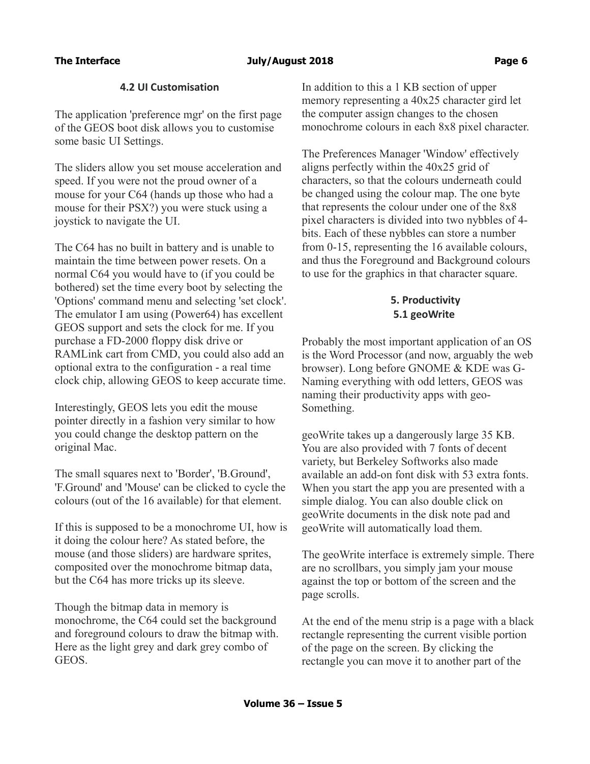### 4.2 UI Customisation

The application 'preference mgr' on the first page of the GEOS boot disk allows you to customise some basic UI Settings.

The sliders allow you set mouse acceleration and speed. If you were not the proud owner of a mouse for your C64 (hands up those who had a mouse for their PSX?) you were stuck using a joystick to navigate the UI.

The C64 has no built in battery and is unable to maintain the time between power resets. On a normal C64 you would have to (if you could be bothered) set the time every boot by selecting the 'Options' command menu and selecting 'set clock'. The emulator I am using (Power64) has excellent GEOS support and sets the clock for me. If you purchase a FD-2000 floppy disk drive or RAMLink cart from CMD, you could also add an optional extra to the configuration - a real time clock chip, allowing GEOS to keep accurate time.

Interestingly, GEOS lets you edit the mouse pointer directly in a fashion very similar to how you could change the desktop pattern on the original Mac.

The small squares next to 'Border', 'B.Ground', 'F.Ground' and 'Mouse' can be clicked to cycle the colours (out of the 16 available) for that element.

If this is supposed to be a monochrome UI, how is it doing the colour here? As stated before, the mouse (and those sliders) are hardware sprites, composited over the monochrome bitmap data, but the C64 has more tricks up its sleeve.

Though the bitmap data in memory is monochrome, the C64 could set the background and foreground colours to draw the bitmap with. Here as the light grey and dark grey combo of GEOS.

In addition to this a 1 KB section of upper memory representing a 40x25 character gird let the computer assign changes to the chosen monochrome colours in each 8x8 pixel character.

The Preferences Manager 'Window' effectively aligns perfectly within the 40x25 grid of characters, so that the colours underneath could be changed using the colour map. The one byte that represents the colour under one of the 8x8 pixel characters is divided into two nybbles of 4-bits. Each of these nybbles can store a number from 0-15, representing the 16 available colours, and thus the Foreground and Background colours to use for the graphics in that character square.

## 5. Productivity

### 5.1 geoWrite

Probably the most important application of an OS is the Word Processor (and now, arguably the web browser). Long before GNOME & KDE was G-Naming everything with odd letters, GEOS was naming their productivity apps with geo-Something.

geoWrite takes up a dangerously large 35 KB. You are also provided with 7 fonts of decent variety, but Berkeley Softworks also made available an add-on font disk with 53 extra fonts. When you start the app you are presented with a simple dialog. You can also double click on geoWrite documents in the disk note pad and geoWrite will automatically load them.

The geoWrite interface is extremely simple. There are no scrollbars, you simply jam your mouse against the top or bottom of the screen and the page scrolls.

At the end of the menu strip is a page with a black rectangle representing the current visible portion of the page on the screen. By clicking the rectangle you can move it to another part of the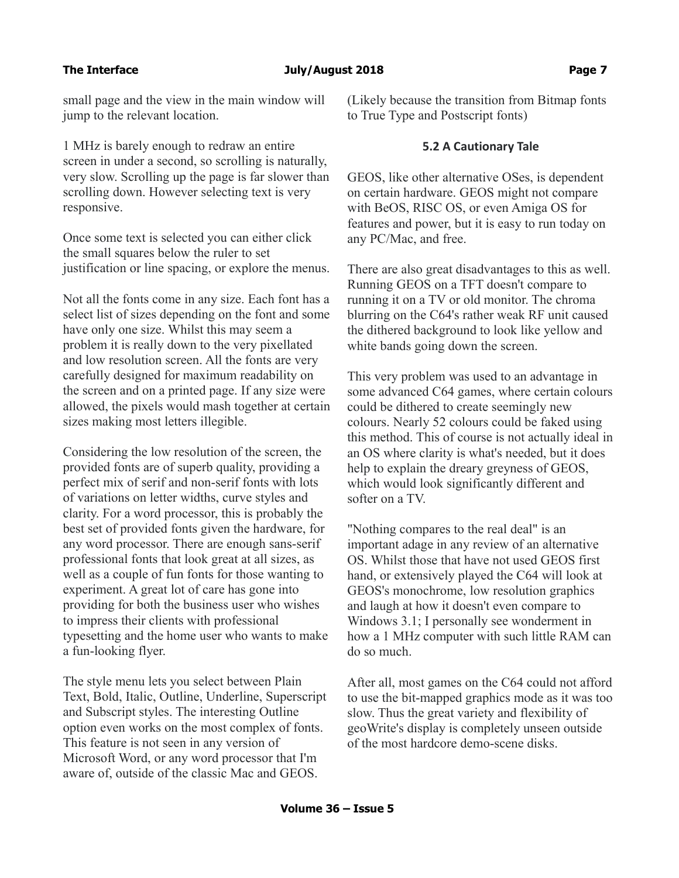small page and the view in the main window will jump to the relevant location.

1 MHz is barely enough to redraw an entire screen in under a second, so scrolling is naturally, very slow. Scrolling up the page is far slower than scrolling down. However selecting text is very responsive.

Once some text is selected you can either click the small squares below the ruler to set justification or line spacing, or explore the menus.

Not all the fonts come in any size. Each font has a select list of sizes depending on the font and some have only one size. Whilst this may seem a problem it is really down to the very pixellated and low resolution screen. All the fonts are very carefully designed for maximum readability on the screen and on a printed page. If any size were allowed, the pixels would mash together at certain sizes making most letters illegible.

Considering the low resolution of the screen, the provided fonts are of superb quality, providing a perfect mix of serif and non-serif fonts with lots of variations on letter widths, curve styles and clarity. For a word processor, this is probably the best set of provided fonts given the hardware, for any word processor. There are enough sans-serif professional fonts that look great at all sizes, as well as a couple of fun fonts for those wanting to experiment. A great lot of care has gone into providing for both the business user who wishes to impress their clients with professional typesetting and the home user who wants to make a fun-looking flyer.

The style menu lets you select between Plain Text, Bold, Italic, Outline, Underline, Superscript and Subscript styles. The interesting Outline option even works on the most complex of fonts. This feature is not seen in any version of Microsoft Word, or any word processor that I'm aware of, outside of the classic Mac and GEOS. (Likely because the transition from Bitmap fonts to True Type and Postscript fonts)

### 5.2 A Cautionary Tale

GEOS, like other alternative OSes, is dependent on certain hardware. GEOS might not compare with BeOS, RISC OS, or even Amiga OS for features and power, but it is easy to run today on any PC/Mac, and free.

There are also great disadvantages to this as well. Running GEOS on a TFT doesn't compare to running it on a TV or old monitor. The chroma blurring on the C64's rather weak RF unit caused the dithered background to look like yellow and white bands going down the screen.

This very problem was used to an advantage in some advanced C64 games, where certain colours could be dithered to create seemingly new colours. Nearly 52 colours could be faked using this method. This of course is not actually ideal in an OS where clarity is what's needed, but it does help to explain the dreary greyness of GEOS, which would look significantly different and softer on a TV.

"Nothing compares to the real deal" is an important adage in any review of an alternative OS. Whilst those that have not used GEOS first hand, or extensively played the C64 will look at GEOS's monochrome, low resolution graphics and laugh at how it doesn't even compare to Windows 3.1; I personally see wonderment in how a 1 MHz computer with such little RAM can do so much.

After all, most games on the C64 could not afford to use the bit-mapped graphics mode as it was too slow. Thus the great variety and flexibility of geoWrite's display is completely unseen outside of the most hardcore demo-scene disks.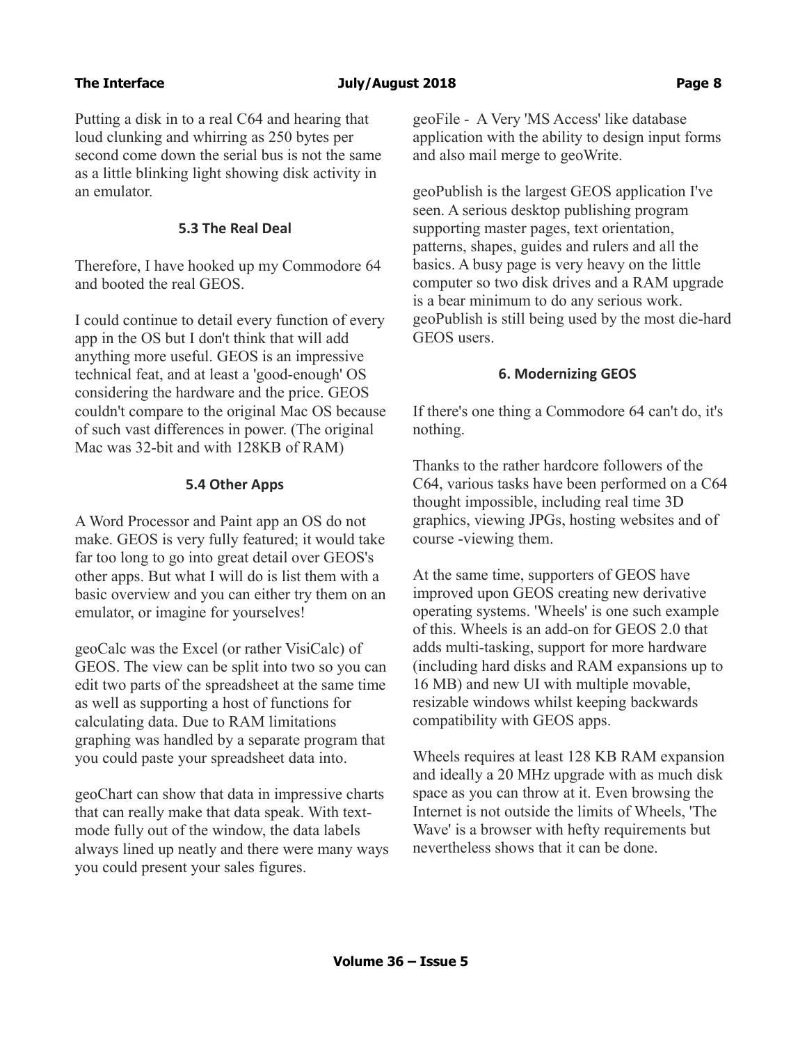Putting a disk in to a real C64 and hearing that loud clunking and whirring as 250 bytes per second come down the serial bus is not the same as a little blinking light showing disk activity in an emulator.

### 5.3 The Real Deal

Therefore, I have hooked up my Commodore 64 and booted the real GEOS.

I could continue to detail every function of every app in the OS but I don't think that will add anything more useful. GEOS is an impressive technical feat, and at least a 'good-enough' OS considering the hardware and the price. GEOS couldn't compare to the original Mac OS because of such vast differences in power. (The original Mac was 32-bit and with 128KB of RAM)

### 5.4 Other Apps

A Word Processor and Paint app an OS do not make. GEOS is very fully featured; it would take far too long to go into great detail over GEOS's other apps. But what I will do is list them with a basic overview and you can either try them on an emulator, or imagine for yourselves!

geoCalc was the Excel (or rather VisiCalc) of GEOS. The view can be split into two so you can edit two parts of the spreadsheet at the same time as well as supporting a host of functions for calculating data. Due to RAM limitations graphing was handled by a separate program that you could paste your spreadsheet data into.

geoChart can show that data in impressive charts that can really make that data speak. With text-mode fully out of the window, the data labels always lined up neatly and there were many ways you could present your sales figures.

geoFile - A Very 'MS Access' like database application with the ability to design input forms and also mail merge to geoWrite.

geoPublish is the largest GEOS application I've seen. A serious desktop publishing program supporting master pages, text orientation, patterns, shapes, guides and rulers and all the basics. A busy page is very heavy on the little computer so two disk drives and a RAM upgrade is a bear minimum to do any serious work. geoPublish is still being used by the most die-hard GEOS users.

## 6. Modernizing GEOS

If there's one thing a Commodore 64 can't do, it's nothing.

Thanks to the rather hardcore followers of the C64, various tasks have been performed on a C64 thought impossible, including real time 3D graphics, viewing JPGs, hosting websites and of course -viewing them.

At the same time, supporters of GEOS have improved upon GEOS creating new derivative operating systems. 'Wheels' is one such example of this. Wheels is an add-on for GEOS 2.0 that adds multi-tasking, support for more hardware (including hard disks and RAM expansions up to 16 MB) and new UI with multiple movable, resizable windows whilst keeping backwards compatibility with GEOS apps.

Wheels requires at least 128 KB RAM expansion and ideally a 20 MHz upgrade with as much disk space as you can throw at it. Even browsing the Internet is not outside the limits of Wheels, 'The Wave' is a browser with hefty requirements but nevertheless shows that it can be done.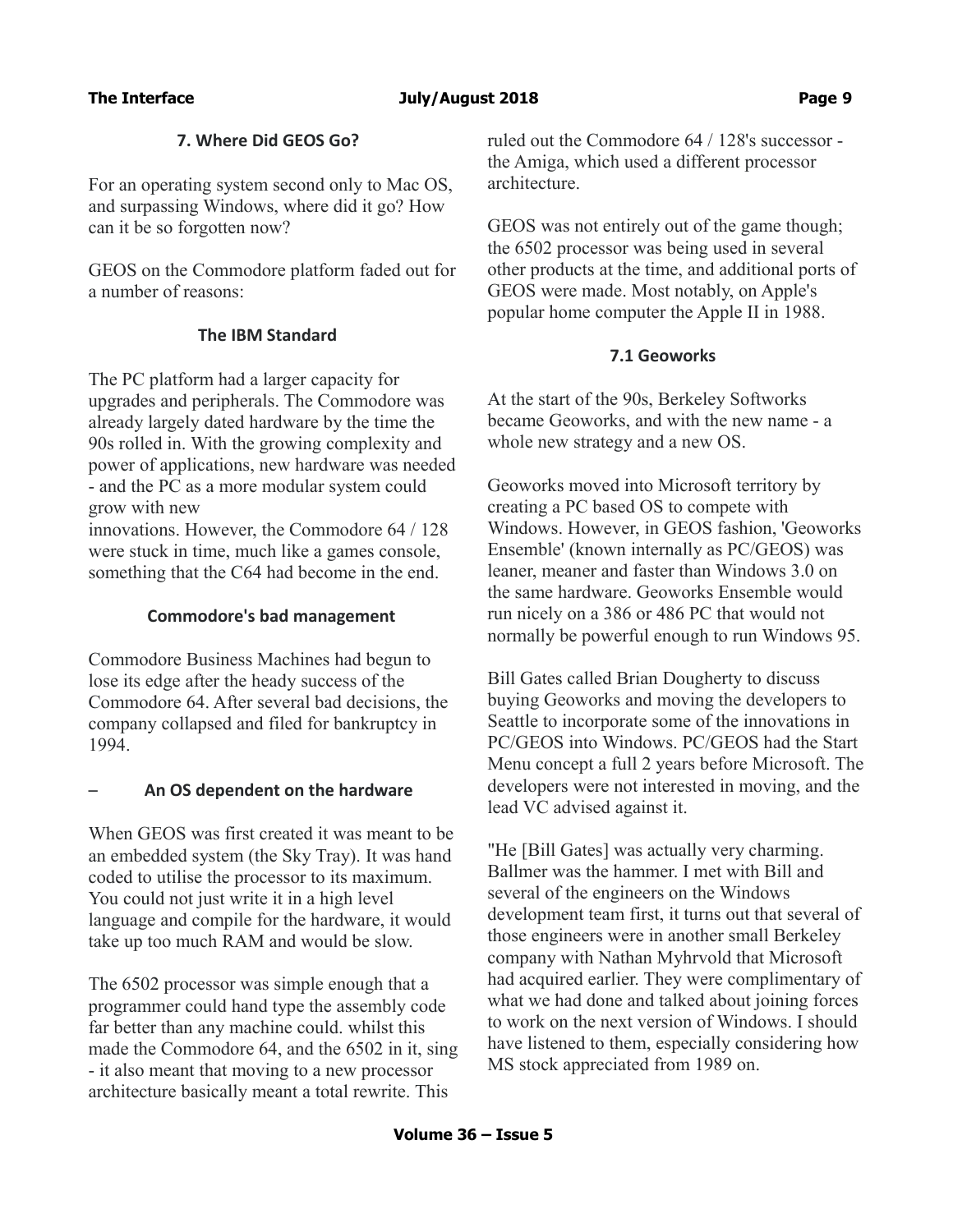## 7. Where Did GEOS Go?

For an operating system second only to Mac OS, and surpassing Windows, where did it go? How can it be so forgotten now?

GEOS on the Commodore platform faded out for a number of reasons:

### The IBM Standard

The PC platform had a larger capacity for upgrades and peripherals. The Commodore was already largely dated hardware by the time the 90s rolled in. With the growing complexity and power of applications, new hardware was needed - and the PC as a more modular system could grow with new innovations. However, the Commodore 64 / 128 were stuck in time, much like a games console, something that the C64 had become in the end.

### Commodore's bad management

Commodore Business Machines had begun to lose its edge after the heady success of the Commodore 64. After several bad decisions, the company collapsed and filed for bankruptcy in 1994.

### – An OS dependent on the hardware

When GEOS was first created it was meant to be an embedded system (the Sky Tray). It was hand coded to utilise the processor to its maximum. You could not just write it in a high level language and compile for the hardware, it would take up too much RAM and would be slow.

The 6502 processor was simple enough that a programmer could hand type the assembly code far better than any machine could. whilst this made the Commodore 64, and the 6502 in it, sing - it also meant that moving to a new processor architecture basically meant a total rewrite. This ruled out the Commodore 64 / 128's successor - the Amiga, which used a different processor architecture.

GEOS was not entirely out of the game though; the 6502 processor was being used in several other products at the time, and additional ports of GEOS were made. Most notably, on Apple's popular home computer the Apple II in 1988.

## 7.1 Geoworks

At the start of the 90s, Berkeley Softworks became Geoworks, and with the new name - a whole new strategy and a new OS.

Geoworks moved into Microsoft territory by creating a PC based OS to compete with Windows. However, in GEOS fashion, 'Geoworks Ensemble' (known internally as PC/GEOS) was leaner, meaner and faster than Windows 3.0 on the same hardware. Geoworks Ensemble would run nicely on a 386 or 486 PC that would not normally be powerful enough to run Windows 95.

Bill Gates called Brian Dougherty to discuss buying Geoworks and moving the developers to Seattle to incorporate some of the innovations in PC/GEOS into Windows. PC/GEOS had the Start Menu concept a full 2 years before Microsoft. The developers were not interested in moving, and the lead VC advised against it.

"He [Bill Gates] was actually very charming. Ballmer was the hammer. I met with Bill and several of the engineers on the Windows development team first, it turns out that several of those engineers were in another small Berkeley company with Nathan Myhrvold that Microsoft had acquired earlier. They were complimentary of what we had done and talked about joining forces to work on the next version of Windows. I should have listened to them, especially considering how MS stock appreciated from 1989 on.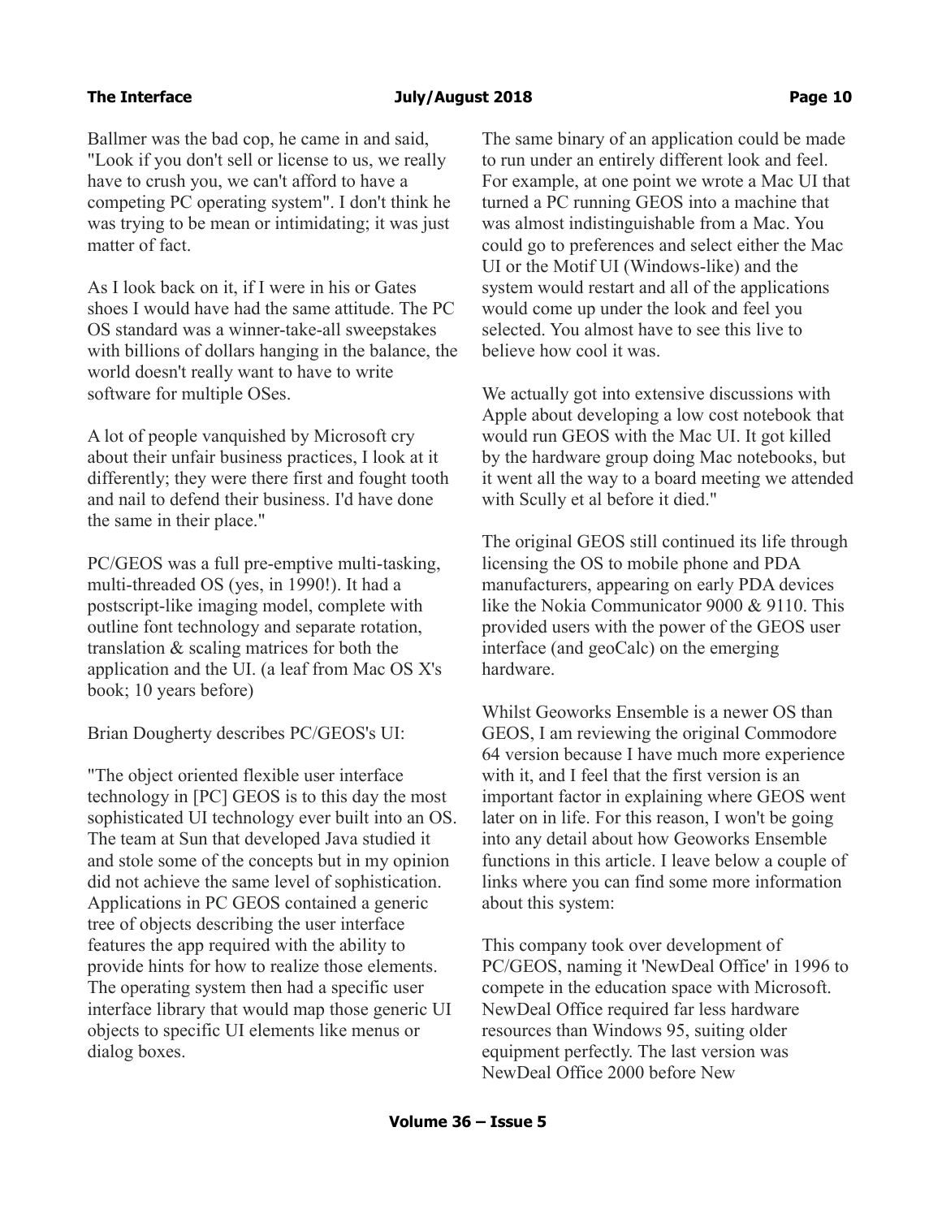Ballmer was the bad cop, he came in and said, "Look if you don't sell or license to us, we really have to crush you, we can't afford to have a competing PC operating system". I don't think he was trying to be mean or intimidating; it was just matter of fact.

As I look back on it, if I were in his or Gates shoes I would have had the same attitude. The PC OS standard was a winner-take-all sweepstakes with billions of dollars hanging in the balance, the world doesn't really want to have to write software for multiple OSes.

A lot of people vanquished by Microsoft cry about their unfair business practices, I look at it differently; they were there first and fought tooth and nail to defend their business. I'd have done the same in their place."

PC/GEOS was a full pre-emptive multi-tasking, multi-threaded OS (yes, in 1990!). It had a postscript-like imaging model, complete with outline font technology and separate rotation, translation & scaling matrices for both the application and the UI. (a leaf from Mac OS X's book; 10 years before)

Brian Dougherty describes PC/GEOS's UI:

"The object oriented flexible user interface technology in [PC] GEOS is to this day the most sophisticated UI technology ever built into an OS. The team at Sun that developed Java studied it and stole some of the concepts but in my opinion did not achieve the same level of sophistication. Applications in PC GEOS contained a generic tree of objects describing the user interface features the app required with the ability to provide hints for how to realize those elements. The operating system then had a specific user interface library that would map those generic UI objects to specific UI elements like menus or dialog boxes.

The same binary of an application could be made to run under an entirely different look and feel. For example, at one point we wrote a Mac UI that turned a PC running GEOS into a machine that was almost indistinguishable from a Mac. You could go to preferences and select either the Mac UI or the Motif UI (Windows-like) and the system would restart and all of the applications would come up under the look and feel you selected. You almost have to see this live to believe how cool it was.

We actually got into extensive discussions with Apple about developing a low cost notebook that would run GEOS with the Mac UI. It got killed by the hardware group doing Mac notebooks, but it went all the way to a board meeting we attended with Scully et al before it died."

The original GEOS still continued its life through licensing the OS to mobile phone and PDA manufacturers, appearing on early PDA devices like the Nokia Communicator 9000 & 9110. This provided users with the power of the GEOS user interface (and geoCalc) on the emerging hardware.

Whilst Geoworks Ensemble is a newer OS than GEOS, I am reviewing the original Commodore 64 version because I have much more experience with it, and I feel that the first version is an important factor in explaining where GEOS went later on in life. For this reason, I won't be going into any detail about how Geoworks Ensemble functions in this article. I leave below a couple of links where you can find some more information about this system:

This company took over development of PC/GEOS, naming it 'NewDeal Office' in 1996 to compete in the education space with Microsoft. NewDeal Office required far less hardware resources than Windows 95, suiting older equipment perfectly. The last version was NewDeal Office 2000 before New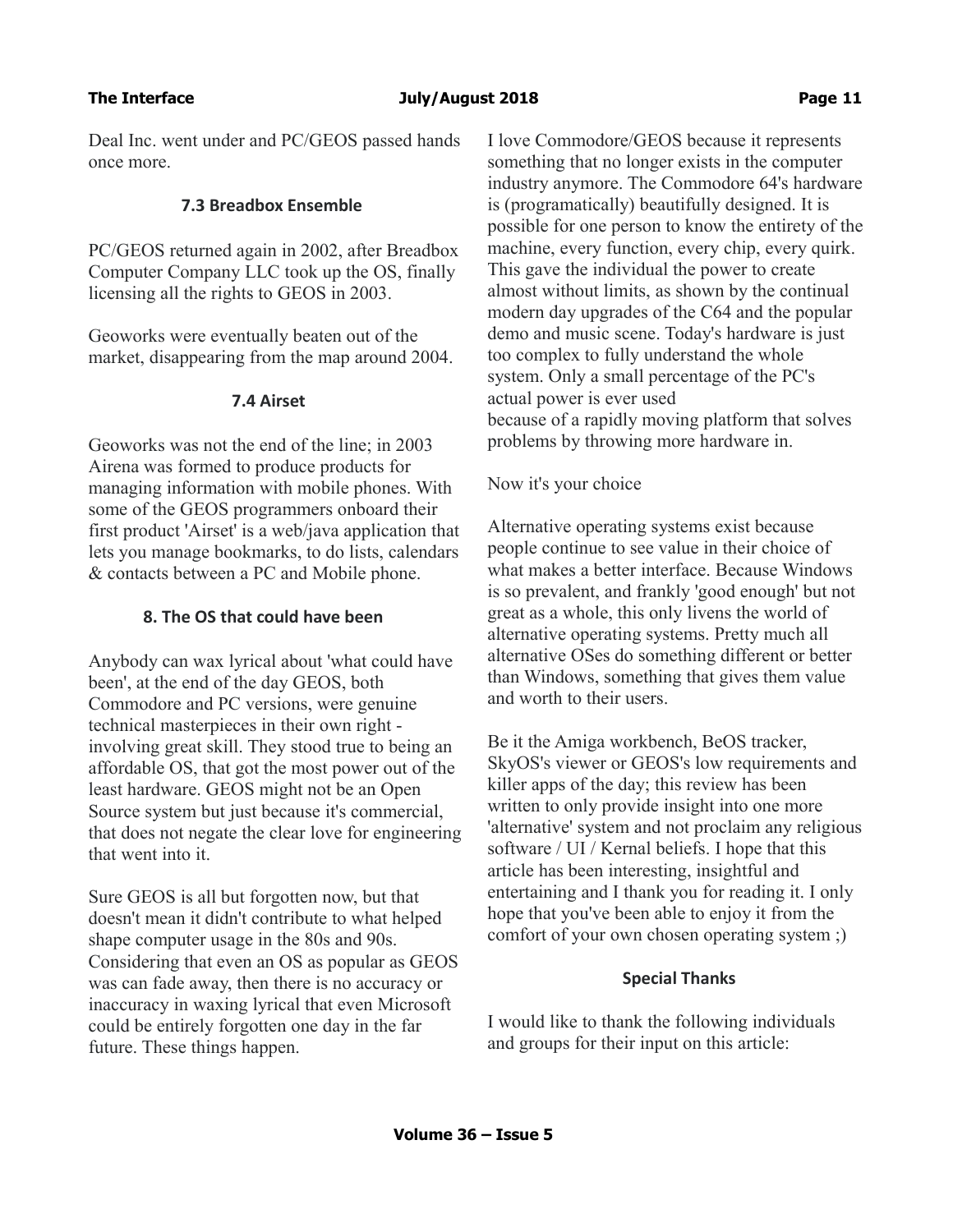Deal Inc. went under and PC/GEOS passed hands once more.

### 7.3 Breadbox Ensemble

PC/GEOS returned again in 2002, after Breadbox Computer Company LLC took up the OS, finally licensing all the rights to GEOS in 2003.

Geoworks were eventually beaten out of the market, disappearing from the map around 2004.

### 7.4 Airset

Geoworks was not the end of the line; in 2003 Airena was formed to produce products for managing information with mobile phones. With some of the GEOS programmers onboard their first product 'Airset' is a web/java application that lets you manage bookmarks, to do lists, calendars & contacts between a PC and Mobile phone.

## 8. The OS that could have been

Anybody can wax lyrical about 'what could have been', at the end of the day GEOS, both Commodore and PC versions, were genuine technical masterpieces in their own right - involving great skill. They stood true to being an affordable OS, that got the most power out of the least hardware. GEOS might not be an Open Source system but just because it's commercial, that does not negate the clear love for engineering that went into it.

Sure GEOS is all but forgotten now, but that doesn't mean it didn't contribute to what helped shape computer usage in the 80s and 90s. Considering that even an OS as popular as GEOS was can fade away, then there is no accuracy or inaccuracy in waxing lyrical that even Microsoft could be entirely forgotten one day in the far future. These things happen.

I love Commodore/GEOS because it represents something that no longer exists in the computer industry anymore. The Commodore 64's hardware is (programatically) beautifully designed. It is possible for one person to know the entirety of the machine, every function, every chip, every quirk. This gave the individual the power to create almost without limits, as shown by the continual modern day upgrades of the C64 and the popular demo and music scene. Today's hardware is just too complex to fully understand the whole system. Only a small percentage of the PC's actual power is ever used
because of a rapidly moving platform that solves problems by throwing more hardware in.

Now it's your choice

Alternative operating systems exist because people continue to see value in their choice of what makes a better interface. Because Windows is so prevalent, and frankly 'good enough' but not great as a whole, this only livens the world of alternative operating systems. Pretty much all alternative OSes do something different or better than Windows, something that gives them value and worth to their users.

Be it the Amiga workbench, BeOS tracker, SkyOS's viewer or GEOS's low requirements and killer apps of the day; this review has been written to only provide insight into one more 'alternative' system and not proclaim any religious software / UI / Kernal beliefs. I hope that this article has been interesting, insightful and entertaining and I thank you for reading it. I only hope that you've been able to enjoy it from the comfort of your own chosen operating system ;)

### Special Thanks

I would like to thank the following individuals and groups for their input on this article: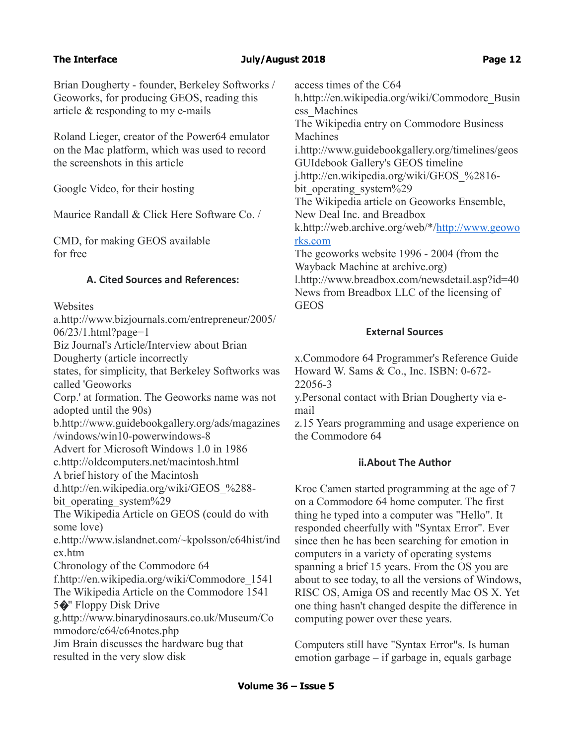Brian Dougherty - founder, Berkeley Softworks / Geoworks, for producing GEOS, reading this article & responding to my e-mails

Roland Lieger, creator of the Power64 emulator on the Mac platform, which was used to record the screenshots in this article

Google Video, for their hosting

Maurice Randall & Click Here Software Co. /

CMD, for making GEOS available for free

### A. Cited Sources and References:

Websites

a.http://www.bizjournals.com/entrepreneur/2005/06/23/1.html?page=1
Biz Journal's Article/Interview about Brian Dougherty (article incorrectly states, for simplicity, that Berkeley Softworks was called 'Geoworks Corp.' at formation. The Geoworks name was not adopted until the 90s)

b.http://www.guidebookgallery.org/ads/magazines/windows/win10-powerwindows-8
Advert for Microsoft Windows 1.0 in 1986

c.http://oldcomputers.net/macintosh.html
A brief history of the Macintosh

d.http://en.wikipedia.org/wiki/GEOS_%288-bit_operating_system%29
The Wikipedia Article on GEOS (could do with some love)

e.http://www.islandnet.com/~kpolsson/c64hist/index.htm
Chronology of the Commodore 64

f.http://en.wikipedia.org/wiki/Commodore_1541
The Wikipedia Article on the Commodore 1541 5�" Floppy Disk Drive

g.http://www.binarydinosaurs.co.uk/Museum/Commodore/c64/c64notes.php
Jim Brain discusses the hardware bug that resulted in the very slow disk access times of the C64

h.http://en.wikipedia.org/wiki/Commodore_Business_Machines
The Wikipedia entry on Commodore Business Machines

i.http://www.guidebookgallery.org/timelines/geos
GUIdebook Gallery's GEOS timeline

j.http://en.wikipedia.org/wiki/GEOS_%2816-bit_operating_system%29
The Wikipedia article on Geoworks Ensemble, New Deal Inc. and Breadbox

k.http://web.archive.org/web/*/http://www.geoworks.com
The geoworks website 1996 - 2004 (from the Wayback Machine at archive.org)

l.http://www.breadbox.com/newsdetail.asp?id=40
News from Breadbox LLC of the licensing of GEOS

### External Sources

x.Commodore 64 Programmer's Reference Guide Howard W. Sams & Co., Inc. ISBN: 0-672-22056-3

y.Personal contact with Brian Dougherty via e-mail

z.15 Years programming and usage experience on the Commodore 64

### ii.About The Author

Kroc Camen started programming at the age of 7 on a Commodore 64 home computer. The first thing he typed into a computer was "Hello". It responded cheerfully with "Syntax Error". Ever since then he has been searching for emotion in computers in a variety of operating systems spanning a brief 15 years. From the OS you are about to see today, to all the versions of Windows, RISC OS, Amiga OS and recently Mac OS X. Yet one thing hasn't changed despite the difference in computing power over these years.

Computers still have "Syntax Error"s. Is human emotion garbage – if garbage in, equals garbage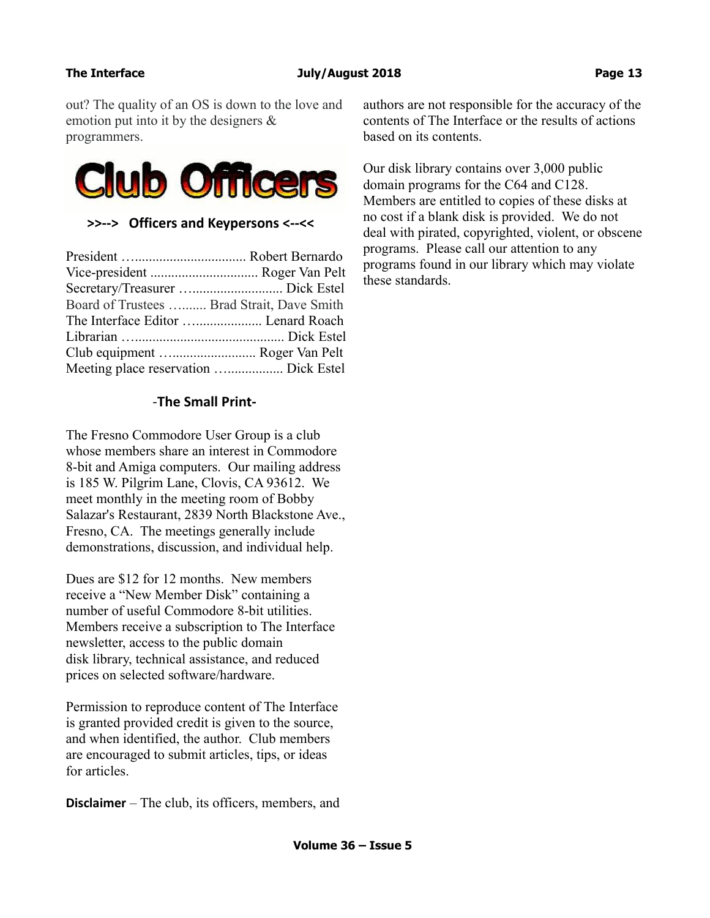out? The quality of an OS is down to the love and emotion put into it by the designers & programmers.

# Club Officers

**>>--> Officers and Keypersons <--<<**

President …................................ Robert Bernardo
Vice-president .............................. Roger Van Pelt
Secretary/Treasurer …......................... Dick Estel
Board of Trustees …....... Brad Strait, Dave Smith
The Interface Editor …................... Lenard Roach
Librarian …......................................... Dick Estel
Club equipment …........................ Roger Van Pelt
Meeting place reservation …............... Dick Estel

## -The Small Print-

The Fresno Commodore User Group is a club whose members share an interest in Commodore 8-bit and Amiga computers. Our mailing address is 185 W. Pilgrim Lane, Clovis, CA 93612. We meet monthly in the meeting room of Bobby Salazar's Restaurant, 2839 North Blackstone Ave., Fresno, CA. The meetings generally include demonstrations, discussion, and individual help.

Dues are $12 for 12 months. New members receive a "New Member Disk" containing a number of useful Commodore 8-bit utilities. Members receive a subscription to The Interface newsletter, access to the public domain disk library, technical assistance, and reduced prices on selected software/hardware.

Permission to reproduce content of The Interface is granted provided credit is given to the source, and when identified, the author. Club members are encouraged to submit articles, tips, or ideas for articles.

**Disclaimer** – The club, its officers, members, and authors are not responsible for the accuracy of the contents of The Interface or the results of actions based on its contents.

Our disk library contains over 3,000 public domain programs for the C64 and C128. Members are entitled to copies of these disks at no cost if a blank disk is provided. We do not deal with pirated, copyrighted, violent, or obscene programs. Please call our attention to any programs found in our library which may violate these standards.